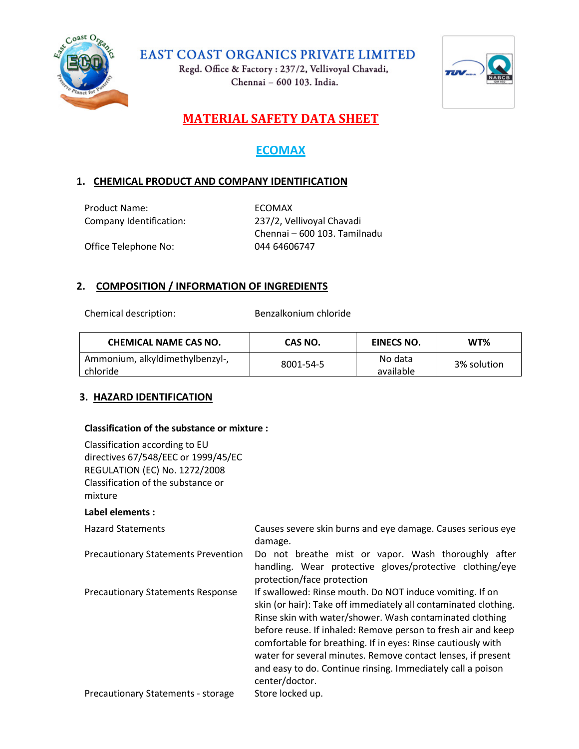# EAST COAST ORGANICS PRIVATE LIMITED

Regd. Office & Factory : 237/2, Vellivoyal Chavadi,
Chennai – 600 103. India.

## MATERIAL SAFETY DATA SHEET

## ECOMAX

### 1. CHEMICAL PRODUCT AND COMPANY IDENTIFICATION

| | |
|---|---|
| Product Name: | ECOMAX |
| Company Identification: | 237/2, Vellivoyal Chavadi<br>Chennai – 600 103. Tamilnadu |
| Office Telephone No: | 044 64606747 |

### 2. COMPOSITION / INFORMATION OF INGREDIENTS

Chemical description: Benzalkonium chloride

| CHEMICAL NAME CAS NO. | CAS NO. | EINECS NO. | WT% |
|---|---|---|---|
| Ammonium, alkyldimethylbenzyl-, chloride | 8001-54-5 | No data available | 3% solution |

### 3. HAZARD IDENTIFICATION

**Classification of the substance or mixture :**

Classification according to EU directives 67/548/EEC or 1999/45/EC REGULATION (EC) No. 1272/2008 Classification of the substance or mixture

**Label elements :**

| | |
|---|---|
| Hazard Statements | Causes severe skin burns and eye damage. Causes serious eye damage. |
| Precautionary Statements Prevention | Do not breathe mist or vapor. Wash thoroughly after handling. Wear protective gloves/protective clothing/eye protection/face protection |
| Precautionary Statements Response | If swallowed: Rinse mouth. Do NOT induce vomiting. If on skin (or hair): Take off immediately all contaminated clothing. Rinse skin with water/shower. Wash contaminated clothing before reuse. If inhaled: Remove person to fresh air and keep comfortable for breathing. If in eyes: Rinse cautiously with water for several minutes. Remove contact lenses, if present and easy to do. Continue rinsing. Immediately call a poison center/doctor. |
| Precautionary Statements - storage | Store locked up. |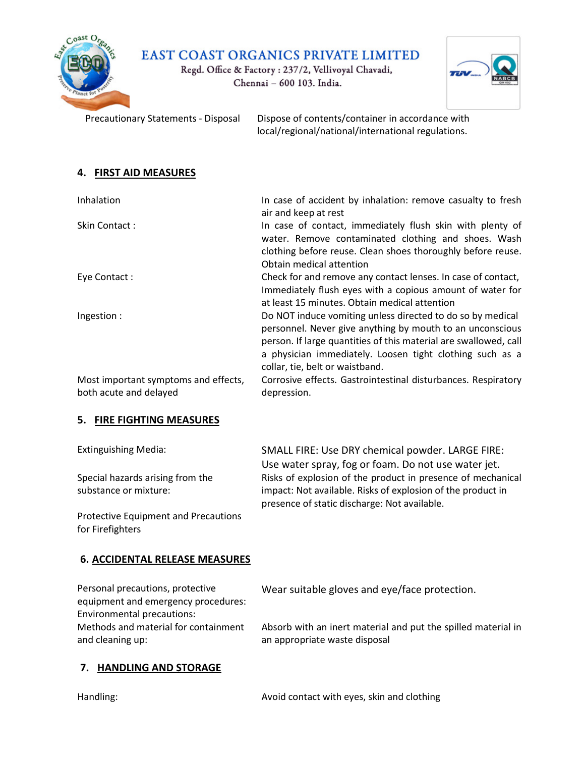| | |
|---|---|
| Precautionary Statements - Disposal | Dispose of contents/container in accordance with local/regional/national/international regulations. |

## 4. FIRST AID MEASURES

| | |
|---|---|
| Inhalation | In case of accident by inhalation: remove casualty to fresh air and keep at rest |
| Skin Contact : | In case of contact, immediately flush skin with plenty of water. Remove contaminated clothing and shoes. Wash clothing before reuse. Clean shoes thoroughly before reuse. Obtain medical attention |
| Eye Contact : | Check for and remove any contact lenses. In case of contact, Immediately flush eyes with a copious amount of water for at least 15 minutes. Obtain medical attention |
| Ingestion : | Do NOT induce vomiting unless directed to do so by medical personnel. Never give anything by mouth to an unconscious person. If large quantities of this material are swallowed, call a physician immediately. Loosen tight clothing such as a collar, tie, belt or waistband. |
| Most important symptoms and effects, both acute and delayed | Corrosive effects. Gastrointestinal disturbances. Respiratory depression. |

## 5. FIRE FIGHTING MEASURES

| | |
|---|---|
| Extinguishing Media: | SMALL FIRE: Use DRY chemical powder. LARGE FIRE: Use water spray, fog or foam. Do not use water jet. |
| Special hazards arising from the substance or mixture: | Risks of explosion of the product in presence of mechanical impact: Not available. Risks of explosion of the product in presence of static discharge: Not available. |
| Protective Equipment and Precautions for Firefighters | |

## 6. ACCIDENTAL RELEASE MEASURES

| | |
|---|---|
| Personal precautions, protective equipment and emergency procedures: | Wear suitable gloves and eye/face protection. |
| Environmental precautions: | |
| Methods and material for containment and cleaning up: | Absorb with an inert material and put the spilled material in an appropriate waste disposal |

## 7. HANDLING AND STORAGE

| | |
|---|---|
| Handling: | Avoid contact with eyes, skin and clothing |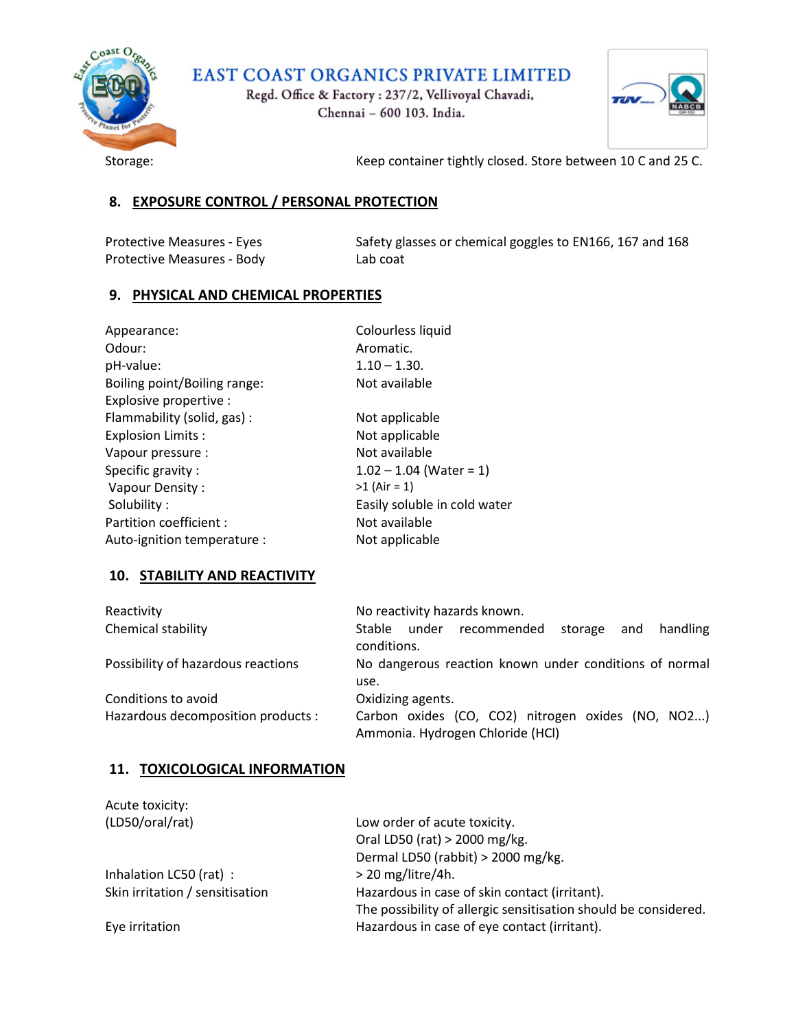| | |
|---|---|
| Storage: | Keep container tightly closed. Store between 10 C and 25 C. |

## 8. EXPOSURE CONTROL / PERSONAL PROTECTION

| | |
|---|---|
| Protective Measures - Eyes | Safety glasses or chemical goggles to EN166, 167 and 168 |
| Protective Measures - Body | Lab coat |

## 9. PHYSICAL AND CHEMICAL PROPERTIES

| | |
|---|---|
| Appearance: | Colourless liquid |
| Odour: | Aromatic. |
| pH-value: | 1.10 – 1.30. |
| Boiling point/Boiling range: | Not available |
| Explosive propertive : | |
| Flammability (solid, gas) : | Not applicable |
| Explosion Limits : | Not applicable |
| Vapour pressure : | Not available |
| Specific gravity : | 1.02 – 1.04 (Water = 1) |
| Vapour Density : | >1 (Air = 1) |
| Solubility : | Easily soluble in cold water |
| Partition coefficient : | Not available |
| Auto-ignition temperature : | Not applicable |

## 10. STABILITY AND REACTIVITY

| | |
|---|---|
| Reactivity | No reactivity hazards known. |
| Chemical stability | Stable under recommended storage and handling conditions. |
| Possibility of hazardous reactions | No dangerous reaction known under conditions of normal use. |
| Conditions to avoid | Oxidizing agents. |
| Hazardous decomposition products : | Carbon oxides (CO, $CO_2$) nitrogen oxides (NO, $NO_2$...) Ammonia. Hydrogen Chloride (HCl) |

## 11. TOXICOLOGICAL INFORMATION

| | |
|---|---|
| Acute toxicity: | |
| (LD50/oral/rat) | Low order of acute toxicity.<br>Oral LD50 (rat) > 2000 mg/kg.<br>Dermal LD50 (rabbit) > 2000 mg/kg. |
| Inhalation LC50 (rat) : | > 20 mg/litre/4h. |
| Skin irritation / sensitisation | Hazardous in case of skin contact (irritant).<br>The possibility of allergic sensitisation should be considered. |
| Eye irritation | Hazardous in case of eye contact (irritant). |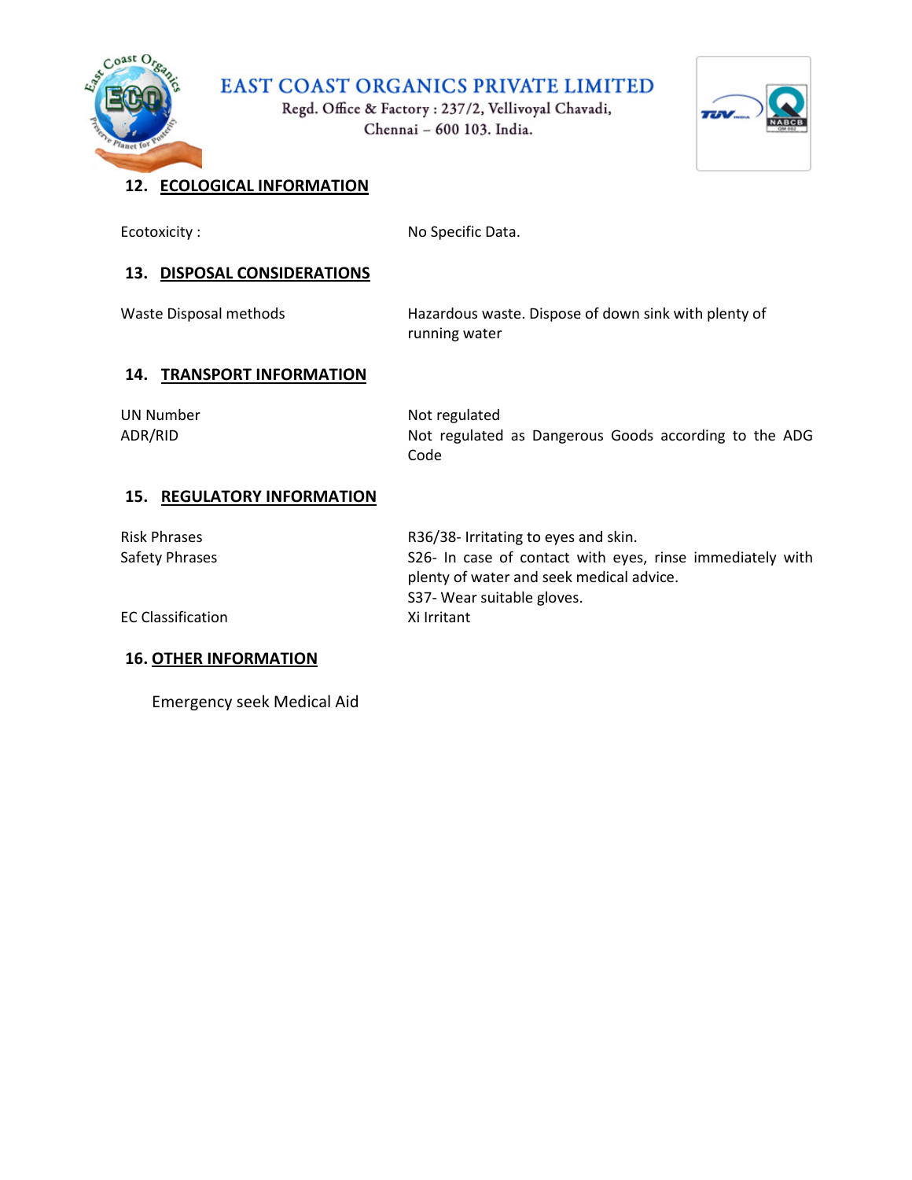## 12. ECOLOGICAL INFORMATION

| | |
|---|---|
| Ecotoxicity : | No Specific Data. |

## 13. DISPOSAL CONSIDERATIONS

| | |
|---|---|
| Waste Disposal methods | Hazardous waste. Dispose of down sink with plenty of running water |

## 14. TRANSPORT INFORMATION

| | |
|---|---|
| UN Number | Not regulated |
| ADR/RID | Not regulated as Dangerous Goods according to the ADG Code |

## 15. REGULATORY INFORMATION

| | |
|---|---|
| Risk Phrases | R36/38- Irritating to eyes and skin. |
| Safety Phrases | S26- In case of contact with eyes, rinse immediately with plenty of water and seek medical advice.<br>S37- Wear suitable gloves. |
| EC Classification | Xi Irritant |

## 16. OTHER INFORMATION

Emergency seek Medical Aid